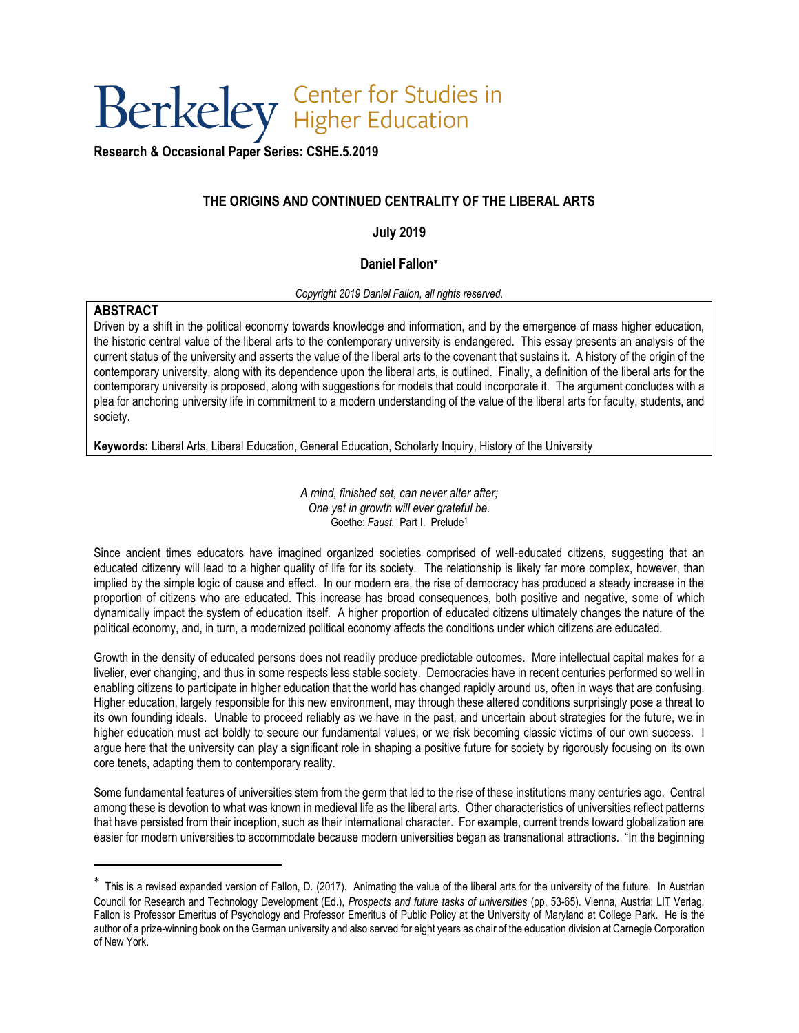**Berkeley** Center for Studies in Higher Education

**Research & Occasional Paper Series: CSHE.5.2019**

# THE ORIGINS AND CONTINUED CENTRALITY OF THE LIBERAL ARTS

**July 2019**

**Daniel Fallon***

*Copyright 2019 Daniel Fallon, all rights reserved.*

## ABSTRACT

Driven by a shift in the political economy towards knowledge and information, and by the emergence of mass higher education, the historic central value of the liberal arts to the contemporary university is endangered. This essay presents an analysis of the current status of the university and asserts the value of the liberal arts to the covenant that sustains it. A history of the origin of the contemporary university, along with its dependence upon the liberal arts, is outlined. Finally, a definition of the liberal arts for the contemporary university is proposed, along with suggestions for models that could incorporate it. The argument concludes with a plea for anchoring university life in commitment to a modern understanding of the value of the liberal arts for faculty, students, and society.

**Keywords:** Liberal Arts, Liberal Education, General Education, Scholarly Inquiry, History of the University

*A mind, finished set, can never alter after;*
*One yet in growth will ever grateful be.*
Goethe: *Faust.* Part I. Prelude[1]

Since ancient times educators have imagined organized societies comprised of well-educated citizens, suggesting that an educated citizenry will lead to a higher quality of life for its society. The relationship is likely far more complex, however, than implied by the simple logic of cause and effect. In our modern era, the rise of democracy has produced a steady increase in the proportion of citizens who are educated. This increase has broad consequences, both positive and negative, some of which dynamically impact the system of education itself. A higher proportion of educated citizens ultimately changes the nature of the political economy, and, in turn, a modernized political economy affects the conditions under which citizens are educated.

Growth in the density of educated persons does not readily produce predictable outcomes. More intellectual capital makes for a livelier, ever changing, and thus in some respects less stable society. Democracies have in recent centuries performed so well in enabling citizens to participate in higher education that the world has changed rapidly around us, often in ways that are confusing. Higher education, largely responsible for this new environment, may through these altered conditions surprisingly pose a threat to its own founding ideals. Unable to proceed reliably as we have in the past, and uncertain about strategies for the future, we in higher education must act boldly to secure our fundamental values, or we risk becoming classic victims of our own success. I argue here that the university can play a significant role in shaping a positive future for society by rigorously focusing on its own core tenets, adapting them to contemporary reality.

Some fundamental features of universities stem from the germ that led to the rise of these institutions many centuries ago. Central among these is devotion to what was known in medieval life as the liberal arts. Other characteristics of universities reflect patterns that have persisted from their inception, such as their international character. For example, current trends toward globalization are easier for modern universities to accommodate because modern universities began as transnational attractions. "In the beginning

---

\* This is a revised expanded version of Fallon, D. (2017). Animating the value of the liberal arts for the university of the future. In Austrian Council for Research and Technology Development (Ed.), *Prospects and future tasks of universities* (pp. 53-65). Vienna, Austria: LIT Verlag. Fallon is Professor Emeritus of Psychology and Professor Emeritus of Public Policy at the University of Maryland at College Park. He is the author of a prize-winning book on the German university and also served for eight years as chair of the education division at Carnegie Corporation of New York.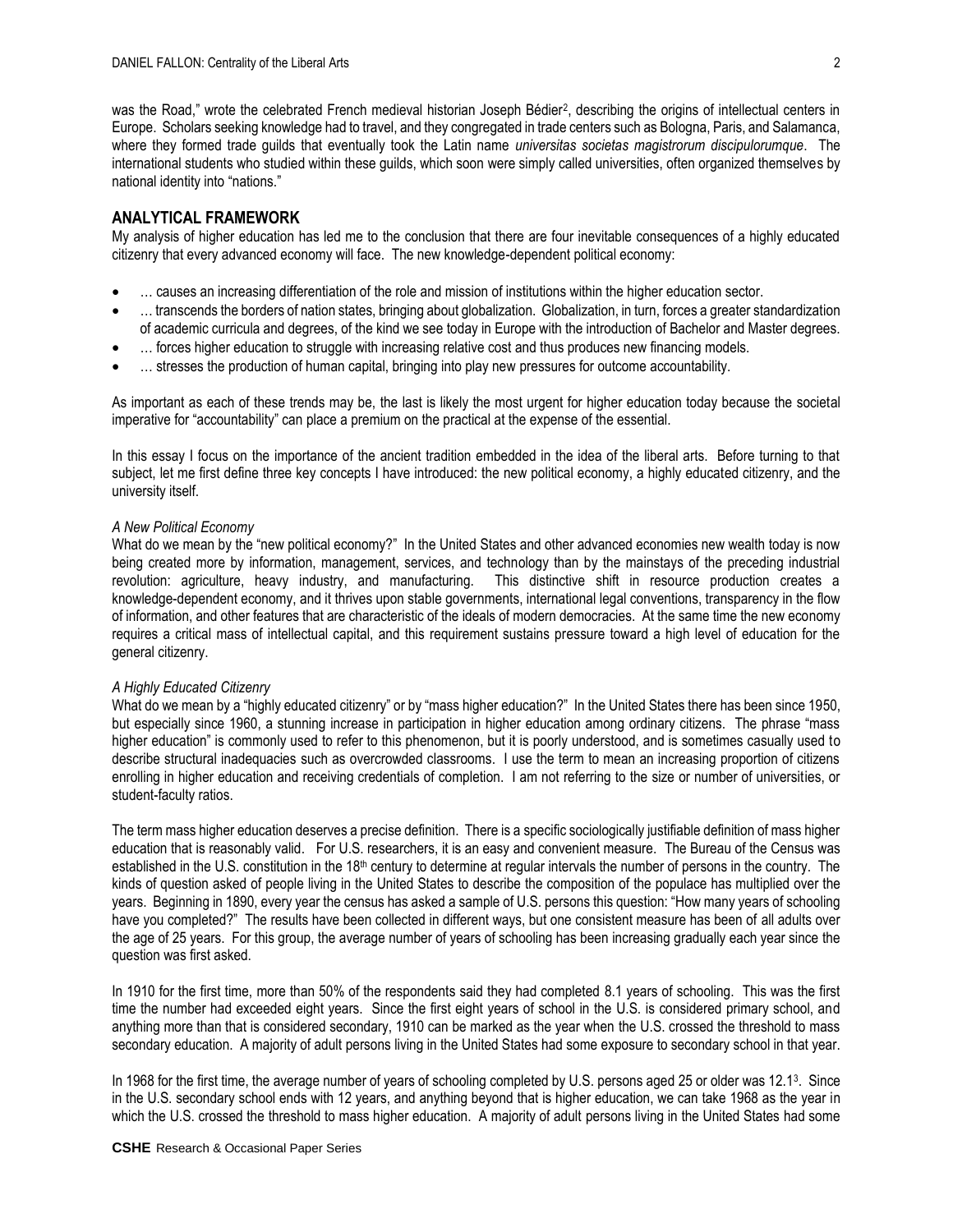was the Road," wrote the celebrated French medieval historian Joseph Bédier[2], describing the origins of intellectual centers in Europe. Scholars seeking knowledge had to travel, and they congregated in trade centers such as Bologna, Paris, and Salamanca, where they formed trade guilds that eventually took the Latin name *universitas societas magistrorum discipulorumque*. The international students who studied within these guilds, which soon were simply called universities, often organized themselves by national identity into "nations."

## ANALYTICAL FRAMEWORK

My analysis of higher education has led me to the conclusion that there are four inevitable consequences of a highly educated citizenry that every advanced economy will face. The new knowledge-dependent political economy:

- … causes an increasing differentiation of the role and mission of institutions within the higher education sector.
- … transcends the borders of nation states, bringing about globalization. Globalization, in turn, forces a greater standardization of academic curricula and degrees, of the kind we see today in Europe with the introduction of Bachelor and Master degrees.
- … forces higher education to struggle with increasing relative cost and thus produces new financing models.
- … stresses the production of human capital, bringing into play new pressures for outcome accountability.

As important as each of these trends may be, the last is likely the most urgent for higher education today because the societal imperative for "accountability" can place a premium on the practical at the expense of the essential.

In this essay I focus on the importance of the ancient tradition embedded in the idea of the liberal arts. Before turning to that subject, let me first define three key concepts I have introduced: the new political economy, a highly educated citizenry, and the university itself.

*A New Political Economy*

What do we mean by the "new political economy?" In the United States and other advanced economies new wealth today is now being created more by information, management, services, and technology than by the mainstays of the preceding industrial revolution: agriculture, heavy industry, and manufacturing. This distinctive shift in resource production creates a knowledge-dependent economy, and it thrives upon stable governments, international legal conventions, transparency in the flow of information, and other features that are characteristic of the ideals of modern democracies. At the same time the new economy requires a critical mass of intellectual capital, and this requirement sustains pressure toward a high level of education for the general citizenry.

*A Highly Educated Citizenry*

What do we mean by a "highly educated citizenry" or by "mass higher education?" In the United States there has been since 1950, but especially since 1960, a stunning increase in participation in higher education among ordinary citizens. The phrase "mass higher education" is commonly used to refer to this phenomenon, but it is poorly understood, and is sometimes casually used to describe structural inadequacies such as overcrowded classrooms. I use the term to mean an increasing proportion of citizens enrolling in higher education and receiving credentials of completion. I am not referring to the size or number of universities, or student-faculty ratios.

The term mass higher education deserves a precise definition. There is a specific sociologically justifiable definition of mass higher education that is reasonably valid. For U.S. researchers, it is an easy and convenient measure. The Bureau of the Census was established in the U.S. constitution in the 18th century to determine at regular intervals the number of persons in the country. The kinds of question asked of people living in the United States to describe the composition of the populace has multiplied over the years. Beginning in 1890, every year the census has asked a sample of U.S. persons this question: "How many years of schooling have you completed?" The results have been collected in different ways, but one consistent measure has been of all adults over the age of 25 years. For this group, the average number of years of schooling has been increasing gradually each year since the question was first asked.

In 1910 for the first time, more than 50% of the respondents said they had completed 8.1 years of schooling. This was the first time the number had exceeded eight years. Since the first eight years of school in the U.S. is considered primary school, and anything more than that is considered secondary, 1910 can be marked as the year when the U.S. crossed the threshold to mass secondary education. A majority of adult persons living in the United States had some exposure to secondary school in that year.

In 1968 for the first time, the average number of years of schooling completed by U.S. persons aged 25 or older was 12.1[3]. Since in the U.S. secondary school ends with 12 years, and anything beyond that is higher education, we can take 1968 as the year in which the U.S. crossed the threshold to mass higher education. A majority of adult persons living in the United States had some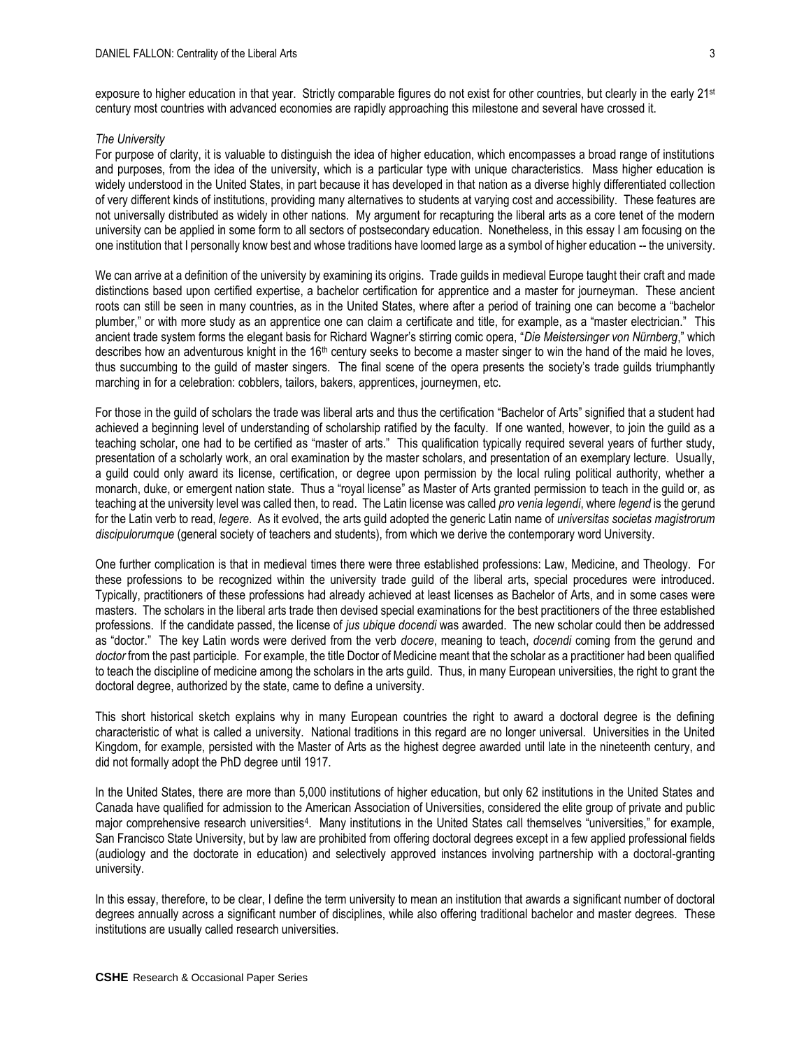exposure to higher education in that year. Strictly comparable figures do not exist for other countries, but clearly in the early 21st century most countries with advanced economies are rapidly approaching this milestone and several have crossed it.

*The University*

For purpose of clarity, it is valuable to distinguish the idea of higher education, which encompasses a broad range of institutions and purposes, from the idea of the university, which is a particular type with unique characteristics. Mass higher education is widely understood in the United States, in part because it has developed in that nation as a diverse highly differentiated collection of very different kinds of institutions, providing many alternatives to students at varying cost and accessibility. These features are not universally distributed as widely in other nations. My argument for recapturing the liberal arts as a core tenet of the modern university can be applied in some form to all sectors of postsecondary education. Nonetheless, in this essay I am focusing on the one institution that I personally know best and whose traditions have loomed large as a symbol of higher education -- the university.

We can arrive at a definition of the university by examining its origins. Trade guilds in medieval Europe taught their craft and made distinctions based upon certified expertise, a bachelor certification for apprentice and a master for journeyman. These ancient roots can still be seen in many countries, as in the United States, where after a period of training one can become a "bachelor plumber," or with more study as an apprentice one can claim a certificate and title, for example, as a "master electrician." This ancient trade system forms the elegant basis for Richard Wagner's stirring comic opera, "*Die Meistersinger von Nürnberg*," which describes how an adventurous knight in the 16th century seeks to become a master singer to win the hand of the maid he loves, thus succumbing to the guild of master singers. The final scene of the opera presents the society's trade guilds triumphantly marching in for a celebration: cobblers, tailors, bakers, apprentices, journeymen, etc.

For those in the guild of scholars the trade was liberal arts and thus the certification "Bachelor of Arts" signified that a student had achieved a beginning level of understanding of scholarship ratified by the faculty. If one wanted, however, to join the guild as a teaching scholar, one had to be certified as "master of arts." This qualification typically required several years of further study, presentation of a scholarly work, an oral examination by the master scholars, and presentation of an exemplary lecture. Usually, a guild could only award its license, certification, or degree upon permission by the local ruling political authority, whether a monarch, duke, or emergent nation state. Thus a "royal license" as Master of Arts granted permission to teach in the guild or, as teaching at the university level was called then, to read. The Latin license was called *pro venia legendi*, where *legend* is the gerund for the Latin verb to read, *legere*. As it evolved, the arts guild adopted the generic Latin name of *universitas societas magistrorum discipulorumque* (general society of teachers and students), from which we derive the contemporary word University.

One further complication is that in medieval times there were three established professions: Law, Medicine, and Theology. For these professions to be recognized within the university trade guild of the liberal arts, special procedures were introduced. Typically, practitioners of these professions had already achieved at least licenses as Bachelor of Arts, and in some cases were masters. The scholars in the liberal arts trade then devised special examinations for the best practitioners of the three established professions. If the candidate passed, the license of *jus ubique docendi* was awarded. The new scholar could then be addressed as "doctor." The key Latin words were derived from the verb *docere*, meaning to teach, *docendi* coming from the gerund and *doctor* from the past participle. For example, the title Doctor of Medicine meant that the scholar as a practitioner had been qualified to teach the discipline of medicine among the scholars in the arts guild. Thus, in many European universities, the right to grant the doctoral degree, authorized by the state, came to define a university.

This short historical sketch explains why in many European countries the right to award a doctoral degree is the defining characteristic of what is called a university. National traditions in this regard are no longer universal. Universities in the United Kingdom, for example, persisted with the Master of Arts as the highest degree awarded until late in the nineteenth century, and did not formally adopt the PhD degree until 1917.

In the United States, there are more than 5,000 institutions of higher education, but only 62 institutions in the United States and Canada have qualified for admission to the American Association of Universities, considered the elite group of private and public major comprehensive research universities[4]. Many institutions in the United States call themselves "universities," for example, San Francisco State University, but by law are prohibited from offering doctoral degrees except in a few applied professional fields (audiology and the doctorate in education) and selectively approved instances involving partnership with a doctoral-granting university.

In this essay, therefore, to be clear, I define the term university to mean an institution that awards a significant number of doctoral degrees annually across a significant number of disciplines, while also offering traditional bachelor and master degrees. These institutions are usually called research universities.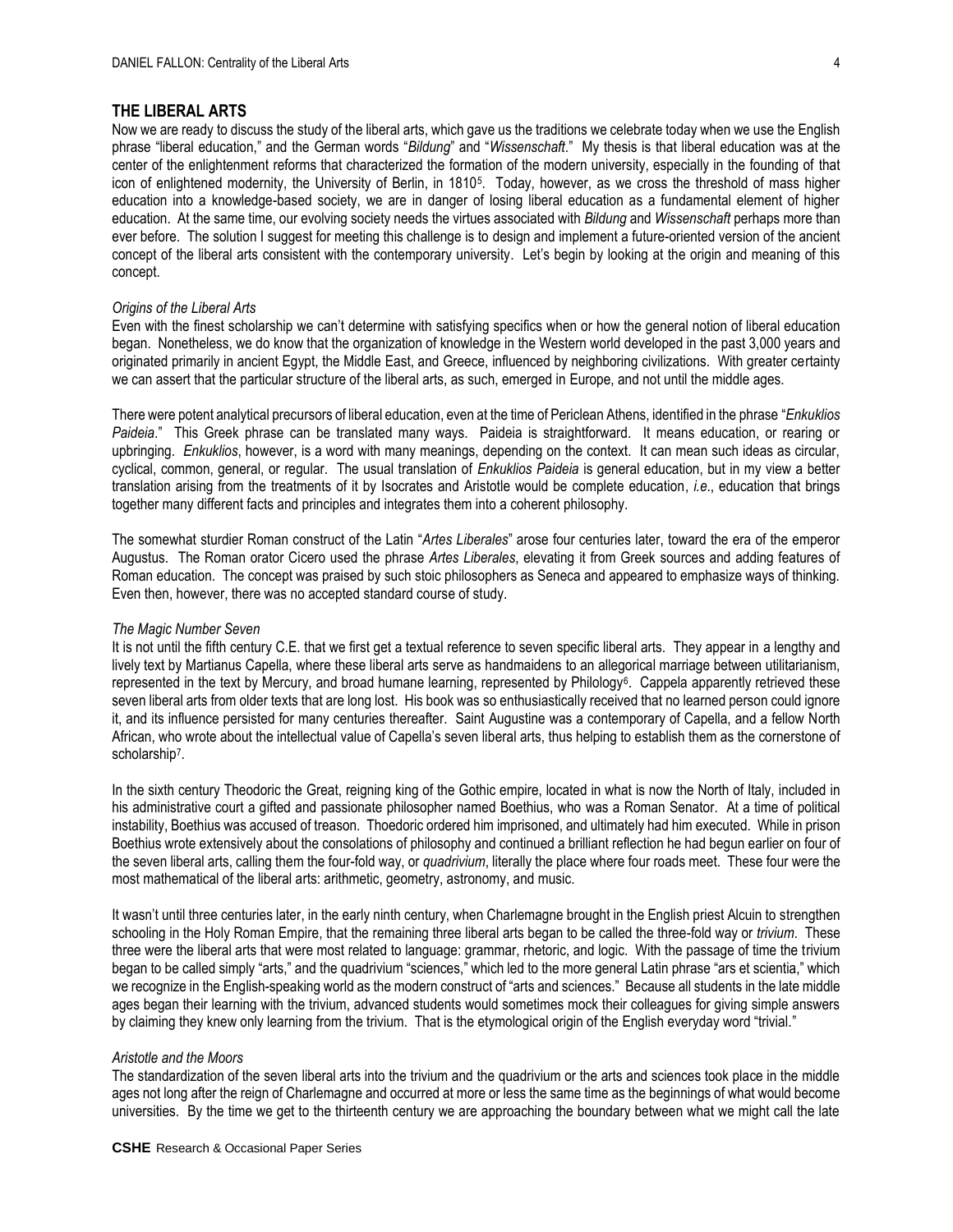## THE LIBERAL ARTS

Now we are ready to discuss the study of the liberal arts, which gave us the traditions we celebrate today when we use the English phrase "liberal education," and the German words "*Bildung*" and "*Wissenschaft*." My thesis is that liberal education was at the center of the enlightenment reforms that characterized the formation of the modern university, especially in the founding of that icon of enlightened modernity, the University of Berlin, in 1810[5]. Today, however, as we cross the threshold of mass higher education into a knowledge-based society, we are in danger of losing liberal education as a fundamental element of higher education. At the same time, our evolving society needs the virtues associated with *Bildung* and *Wissenschaft* perhaps more than ever before. The solution I suggest for meeting this challenge is to design and implement a future-oriented version of the ancient concept of the liberal arts consistent with the contemporary university. Let's begin by looking at the origin and meaning of this concept.

### *Origins of the Liberal Arts*

Even with the finest scholarship we can't determine with satisfying specifics when or how the general notion of liberal education began. Nonetheless, we do know that the organization of knowledge in the Western world developed in the past 3,000 years and originated primarily in ancient Egypt, the Middle East, and Greece, influenced by neighboring civilizations. With greater certainty we can assert that the particular structure of the liberal arts, as such, emerged in Europe, and not until the middle ages.

There were potent analytical precursors of liberal education, even at the time of Periclean Athens, identified in the phrase "*Enkuklios Paideia*." This Greek phrase can be translated many ways. Paideia is straightforward. It means education, or rearing or upbringing. *Enkuklios*, however, is a word with many meanings, depending on the context. It can mean such ideas as circular, cyclical, common, general, or regular. The usual translation of *Enkuklios Paideia* is general education, but in my view a better translation arising from the treatments of it by Isocrates and Aristotle would be complete education, *i.e*., education that brings together many different facts and principles and integrates them into a coherent philosophy.

The somewhat sturdier Roman construct of the Latin "*Artes Liberales*" arose four centuries later, toward the era of the emperor Augustus. The Roman orator Cicero used the phrase *Artes Liberales*, elevating it from Greek sources and adding features of Roman education. The concept was praised by such stoic philosophers as Seneca and appeared to emphasize ways of thinking. Even then, however, there was no accepted standard course of study.

### *The Magic Number Seven*

It is not until the fifth century C.E. that we first get a textual reference to seven specific liberal arts. They appear in a lengthy and lively text by Martianus Capella, where these liberal arts serve as handmaidens to an allegorical marriage between utilitarianism, represented in the text by Mercury, and broad humane learning, represented by Philology[6]. Cappela apparently retrieved these seven liberal arts from older texts that are long lost. His book was so enthusiastically received that no learned person could ignore it, and its influence persisted for many centuries thereafter. Saint Augustine was a contemporary of Capella, and a fellow North African, who wrote about the intellectual value of Capella's seven liberal arts, thus helping to establish them as the cornerstone of scholarship[7].

In the sixth century Theodoric the Great, reigning king of the Gothic empire, located in what is now the North of Italy, included in his administrative court a gifted and passionate philosopher named Boethius, who was a Roman Senator. At a time of political instability, Boethius was accused of treason. Thoedoric ordered him imprisoned, and ultimately had him executed. While in prison Boethius wrote extensively about the consolations of philosophy and continued a brilliant reflection he had begun earlier on four of the seven liberal arts, calling them the four-fold way, or *quadrivium*, literally the place where four roads meet. These four were the most mathematical of the liberal arts: arithmetic, geometry, astronomy, and music.

It wasn't until three centuries later, in the early ninth century, when Charlemagne brought in the English priest Alcuin to strengthen schooling in the Holy Roman Empire, that the remaining three liberal arts began to be called the three-fold way or *trivium*. These three were the liberal arts that were most related to language: grammar, rhetoric, and logic. With the passage of time the trivium began to be called simply "arts," and the quadrivium "sciences," which led to the more general Latin phrase "ars et scientia," which we recognize in the English-speaking world as the modern construct of "arts and sciences." Because all students in the late middle ages began their learning with the trivium, advanced students would sometimes mock their colleagues for giving simple answers by claiming they knew only learning from the trivium. That is the etymological origin of the English everyday word "trivial."

### *Aristotle and the Moors*

The standardization of the seven liberal arts into the trivium and the quadrivium or the arts and sciences took place in the middle ages not long after the reign of Charlemagne and occurred at more or less the same time as the beginnings of what would become universities. By the time we get to the thirteenth century we are approaching the boundary between what we might call the late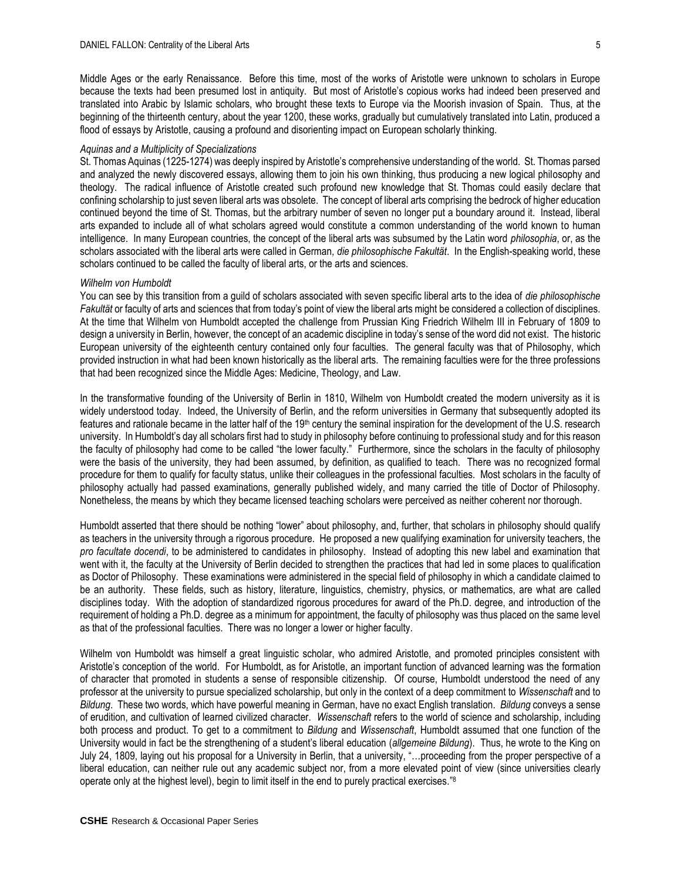Middle Ages or the early Renaissance. Before this time, most of the works of Aristotle were unknown to scholars in Europe because the texts had been presumed lost in antiquity. But most of Aristotle's copious works had indeed been preserved and translated into Arabic by Islamic scholars, who brought these texts to Europe via the Moorish invasion of Spain. Thus, at the beginning of the thirteenth century, about the year 1200, these works, gradually but cumulatively translated into Latin, produced a flood of essays by Aristotle, causing a profound and disorienting impact on European scholarly thinking.

### *Aquinas and a Multiplicity of Specializations*

St. Thomas Aquinas (1225-1274) was deeply inspired by Aristotle's comprehensive understanding of the world. St. Thomas parsed and analyzed the newly discovered essays, allowing them to join his own thinking, thus producing a new logical philosophy and theology. The radical influence of Aristotle created such profound new knowledge that St. Thomas could easily declare that confining scholarship to just seven liberal arts was obsolete. The concept of liberal arts comprising the bedrock of higher education continued beyond the time of St. Thomas, but the arbitrary number of seven no longer put a boundary around it. Instead, liberal arts expanded to include all of what scholars agreed would constitute a common understanding of the world known to human intelligence. In many European countries, the concept of the liberal arts was subsumed by the Latin word *philosophia*, or, as the scholars associated with the liberal arts were called in German, *die philosophische Fakultät*. In the English-speaking world, these scholars continued to be called the faculty of liberal arts, or the arts and sciences.

### *Wilhelm von Humboldt*

You can see by this transition from a guild of scholars associated with seven specific liberal arts to the idea of *die philosophische Fakultät* or faculty of arts and sciences that from today's point of view the liberal arts might be considered a collection of disciplines. At the time that Wilhelm von Humboldt accepted the challenge from Prussian King Friedrich Wilhelm III in February of 1809 to design a university in Berlin, however, the concept of an academic discipline in today's sense of the word did not exist. The historic European university of the eighteenth century contained only four faculties. The general faculty was that of Philosophy, which provided instruction in what had been known historically as the liberal arts. The remaining faculties were for the three professions that had been recognized since the Middle Ages: Medicine, Theology, and Law.

In the transformative founding of the University of Berlin in 1810, Wilhelm von Humboldt created the modern university as it is widely understood today. Indeed, the University of Berlin, and the reform universities in Germany that subsequently adopted its features and rationale became in the latter half of the 19th century the seminal inspiration for the development of the U.S. research university. In Humboldt's day all scholars first had to study in philosophy before continuing to professional study and for this reason the faculty of philosophy had come to be called "the lower faculty." Furthermore, since the scholars in the faculty of philosophy were the basis of the university, they had been assumed, by definition, as qualified to teach. There was no recognized formal procedure for them to qualify for faculty status, unlike their colleagues in the professional faculties. Most scholars in the faculty of philosophy actually had passed examinations, generally published widely, and many carried the title of Doctor of Philosophy. Nonetheless, the means by which they became licensed teaching scholars were perceived as neither coherent nor thorough.

Humboldt asserted that there should be nothing "lower" about philosophy, and, further, that scholars in philosophy should qualify as teachers in the university through a rigorous procedure. He proposed a new qualifying examination for university teachers, the *pro facultate docendi*, to be administered to candidates in philosophy. Instead of adopting this new label and examination that went with it, the faculty at the University of Berlin decided to strengthen the practices that had led in some places to qualification as Doctor of Philosophy. These examinations were administered in the special field of philosophy in which a candidate claimed to be an authority. These fields, such as history, literature, linguistics, chemistry, physics, or mathematics, are what are called disciplines today. With the adoption of standardized rigorous procedures for award of the Ph.D. degree, and introduction of the requirement of holding a Ph.D. degree as a minimum for appointment, the faculty of philosophy was thus placed on the same level as that of the professional faculties. There was no longer a lower or higher faculty.

Wilhelm von Humboldt was himself a great linguistic scholar, who admired Aristotle, and promoted principles consistent with Aristotle's conception of the world. For Humboldt, as for Aristotle, an important function of advanced learning was the formation of character that promoted in students a sense of responsible citizenship. Of course, Humboldt understood the need of any professor at the university to pursue specialized scholarship, but only in the context of a deep commitment to *Wissenschaft* and to *Bildung*. These two words, which have powerful meaning in German, have no exact English translation. *Bildung* conveys a sense of erudition, and cultivation of learned civilized character. *Wissenschaft* refers to the world of science and scholarship, including both process and product. To get to a commitment to *Bildung* and *Wissenschaft*, Humboldt assumed that one function of the University would in fact be the strengthening of a student's liberal education (*allgemeine Bildung*). Thus, he wrote to the King on July 24, 1809, laying out his proposal for a University in Berlin, that a university, "…proceeding from the proper perspective of a liberal education, can neither rule out any academic subject nor, from a more elevated point of view (since universities clearly operate only at the highest level), begin to limit itself in the end to purely practical exercises."[8]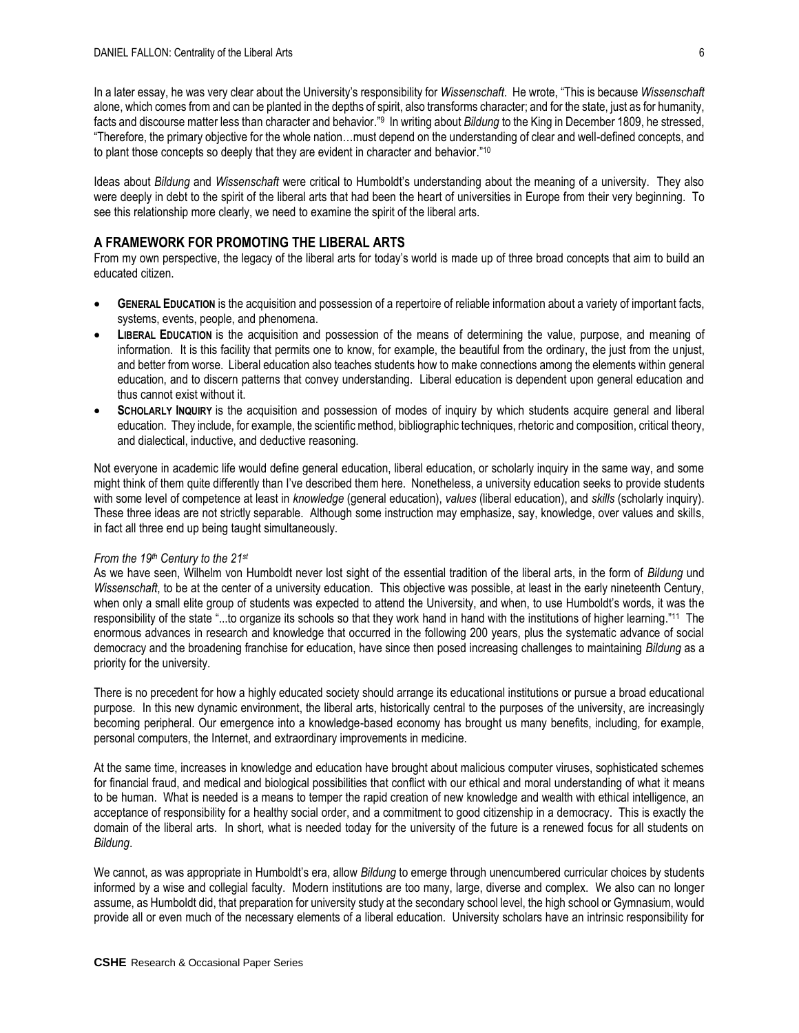In a later essay, he was very clear about the University's responsibility for *Wissenschaft*. He wrote, "This is because *Wissenschaft* alone, which comes from and can be planted in the depths of spirit, also transforms character; and for the state, just as for humanity, facts and discourse matter less than character and behavior."[9] In writing about *Bildung* to the King in December 1809, he stressed, "Therefore, the primary objective for the whole nation…must depend on the understanding of clear and well-defined concepts, and to plant those concepts so deeply that they are evident in character and behavior."[10]

Ideas about *Bildung* and *Wissenschaft* were critical to Humboldt's understanding about the meaning of a university. They also were deeply in debt to the spirit of the liberal arts that had been the heart of universities in Europe from their very beginning. To see this relationship more clearly, we need to examine the spirit of the liberal arts.

## A FRAMEWORK FOR PROMOTING THE LIBERAL ARTS

From my own perspective, the legacy of the liberal arts for today's world is made up of three broad concepts that aim to build an educated citizen.

- **GENERAL EDUCATION** is the acquisition and possession of a repertoire of reliable information about a variety of important facts, systems, events, people, and phenomena.
- **LIBERAL EDUCATION** is the acquisition and possession of the means of determining the value, purpose, and meaning of information. It is this facility that permits one to know, for example, the beautiful from the ordinary, the just from the unjust, and better from worse. Liberal education also teaches students how to make connections among the elements within general education, and to discern patterns that convey understanding. Liberal education is dependent upon general education and thus cannot exist without it.
- **SCHOLARLY INQUIRY** is the acquisition and possession of modes of inquiry by which students acquire general and liberal education. They include, for example, the scientific method, bibliographic techniques, rhetoric and composition, critical theory, and dialectical, inductive, and deductive reasoning.

Not everyone in academic life would define general education, liberal education, or scholarly inquiry in the same way, and some might think of them quite differently than I've described them here. Nonetheless, a university education seeks to provide students with some level of competence at least in *knowledge* (general education), *values* (liberal education), and *skills* (scholarly inquiry). These three ideas are not strictly separable. Although some instruction may emphasize, say, knowledge, over values and skills, in fact all three end up being taught simultaneously.

*From the 19th Century to the 21st*

As we have seen, Wilhelm von Humboldt never lost sight of the essential tradition of the liberal arts, in the form of *Bildung* und *Wissenschaft*, to be at the center of a university education. This objective was possible, at least in the early nineteenth Century, when only a small elite group of students was expected to attend the University, and when, to use Humboldt's words, it was the responsibility of the state "...to organize its schools so that they work hand in hand with the institutions of higher learning."[11] The enormous advances in research and knowledge that occurred in the following 200 years, plus the systematic advance of social democracy and the broadening franchise for education, have since then posed increasing challenges to maintaining *Bildung* as a priority for the university.

There is no precedent for how a highly educated society should arrange its educational institutions or pursue a broad educational purpose. In this new dynamic environment, the liberal arts, historically central to the purposes of the university, are increasingly becoming peripheral. Our emergence into a knowledge-based economy has brought us many benefits, including, for example, personal computers, the Internet, and extraordinary improvements in medicine.

At the same time, increases in knowledge and education have brought about malicious computer viruses, sophisticated schemes for financial fraud, and medical and biological possibilities that conflict with our ethical and moral understanding of what it means to be human. What is needed is a means to temper the rapid creation of new knowledge and wealth with ethical intelligence, an acceptance of responsibility for a healthy social order, and a commitment to good citizenship in a democracy. This is exactly the domain of the liberal arts. In short, what is needed today for the university of the future is a renewed focus for all students on *Bildung*.

We cannot, as was appropriate in Humboldt's era, allow *Bildung* to emerge through unencumbered curricular choices by students informed by a wise and collegial faculty. Modern institutions are too many, large, diverse and complex. We also can no longer assume, as Humboldt did, that preparation for university study at the secondary school level, the high school or Gymnasium, would provide all or even much of the necessary elements of a liberal education. University scholars have an intrinsic responsibility for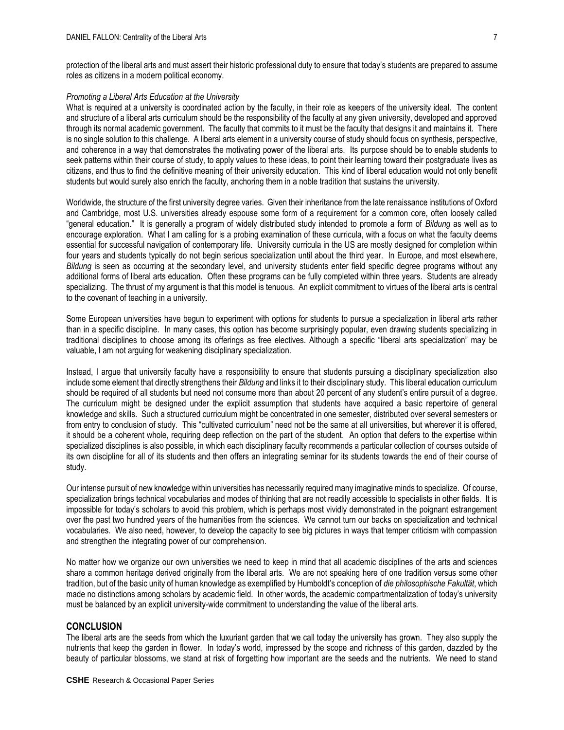protection of the liberal arts and must assert their historic professional duty to ensure that today's students are prepared to assume roles as citizens in a modern political economy.

*Promoting a Liberal Arts Education at the University*

What is required at a university is coordinated action by the faculty, in their role as keepers of the university ideal. The content and structure of a liberal arts curriculum should be the responsibility of the faculty at any given university, developed and approved through its normal academic government. The faculty that commits to it must be the faculty that designs it and maintains it. There is no single solution to this challenge. A liberal arts element in a university course of study should focus on synthesis, perspective, and coherence in a way that demonstrates the motivating power of the liberal arts. Its purpose should be to enable students to seek patterns within their course of study, to apply values to these ideas, to point their learning toward their postgraduate lives as citizens, and thus to find the definitive meaning of their university education. This kind of liberal education would not only benefit students but would surely also enrich the faculty, anchoring them in a noble tradition that sustains the university.

Worldwide, the structure of the first university degree varies. Given their inheritance from the late renaissance institutions of Oxford and Cambridge, most U.S. universities already espouse some form of a requirement for a common core, often loosely called "general education." It is generally a program of widely distributed study intended to promote a form of *Bildung* as well as to encourage exploration. What I am calling for is a probing examination of these curricula, with a focus on what the faculty deems essential for successful navigation of contemporary life. University curricula in the US are mostly designed for completion within four years and students typically do not begin serious specialization until about the third year. In Europe, and most elsewhere, *Bildung* is seen as occurring at the secondary level, and university students enter field specific degree programs without any additional forms of liberal arts education. Often these programs can be fully completed within three years. Students are already specializing. The thrust of my argument is that this model is tenuous. An explicit commitment to virtues of the liberal arts is central to the covenant of teaching in a university.

Some European universities have begun to experiment with options for students to pursue a specialization in liberal arts rather than in a specific discipline. In many cases, this option has become surprisingly popular, even drawing students specializing in traditional disciplines to choose among its offerings as free electives. Although a specific "liberal arts specialization" may be valuable, I am not arguing for weakening disciplinary specialization.

Instead, I argue that university faculty have a responsibility to ensure that students pursuing a disciplinary specialization also include some element that directly strengthens their *Bildung* and links it to their disciplinary study. This liberal education curriculum should be required of all students but need not consume more than about 20 percent of any student's entire pursuit of a degree. The curriculum might be designed under the explicit assumption that students have acquired a basic repertoire of general knowledge and skills. Such a structured curriculum might be concentrated in one semester, distributed over several semesters or from entry to conclusion of study. This "cultivated curriculum" need not be the same at all universities, but wherever it is offered, it should be a coherent whole, requiring deep reflection on the part of the student. An option that defers to the expertise within specialized disciplines is also possible, in which each disciplinary faculty recommends a particular collection of courses outside of its own discipline for all of its students and then offers an integrating seminar for its students towards the end of their course of study.

Our intense pursuit of new knowledge within universities has necessarily required many imaginative minds to specialize. Of course, specialization brings technical vocabularies and modes of thinking that are not readily accessible to specialists in other fields. It is impossible for today's scholars to avoid this problem, which is perhaps most vividly demonstrated in the poignant estrangement over the past two hundred years of the humanities from the sciences. We cannot turn our backs on specialization and technical vocabularies. We also need, however, to develop the capacity to see big pictures in ways that temper criticism with compassion and strengthen the integrating power of our comprehension.

No matter how we organize our own universities we need to keep in mind that all academic disciplines of the arts and sciences share a common heritage derived originally from the liberal arts. We are not speaking here of one tradition versus some other tradition, but of the basic unity of human knowledge as exemplified by Humboldt's conception of *die philosophische Fakultät*, which made no distinctions among scholars by academic field. In other words, the academic compartmentalization of today's university must be balanced by an explicit university-wide commitment to understanding the value of the liberal arts.

## CONCLUSION

The liberal arts are the seeds from which the luxuriant garden that we call today the university has grown. They also supply the nutrients that keep the garden in flower. In today's world, impressed by the scope and richness of this garden, dazzled by the beauty of particular blossoms, we stand at risk of forgetting how important are the seeds and the nutrients. We need to stand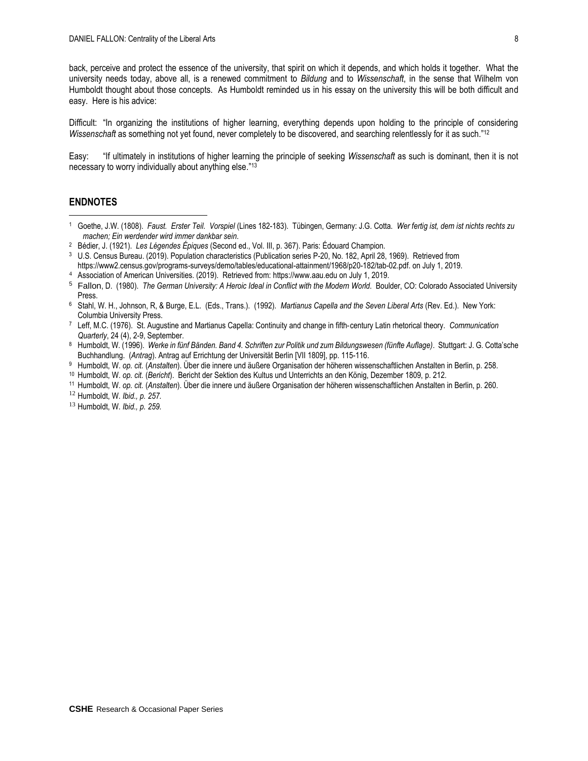back, perceive and protect the essence of the university, that spirit on which it depends, and which holds it together. What the university needs today, above all, is a renewed commitment to *Bildung* and to *Wissenschaft*, in the sense that Wilhelm von Humboldt thought about those concepts. As Humboldt reminded us in his essay on the university this will be both difficult and easy. Here is his advice:

Difficult: "In organizing the institutions of higher learning, everything depends upon holding to the principle of considering *Wissenschaft* as something not yet found, never completely to be discovered, and searching relentlessly for it as such."[12]

Easy: "If ultimately in institutions of higher learning the principle of seeking *Wissenschaft* as such is dominant, then it is not necessary to worry individually about anything else."[13]

## ENDNOTES

1. Goethe, J.W. (1808). *Faust. Erster Teil. Vorspiel* (Lines 182-183). Tübingen, Germany: J.G. Cotta. *Wer fertig ist, dem ist nichts rechts zu machen; Ein werdender wird immer dankbar sein*.
2. Bédier, J. (1921). *Les Légendes Épiques* (Second ed., Vol. III, p. 367). Paris: Édouard Champion.
3. U.S. Census Bureau. (2019). Population characteristics (Publication series P-20, No. 182, April 28, 1969). Retrieved from https://www2.census.gov/programs-surveys/demo/tables/educational-attainment/1968/p20-182/tab-02.pdf. on July 1, 2019.
4. Association of American Universities. (2019). Retrieved from: https://www.aau.edu on July 1, 2019.
5. Fallon, D. (1980). *The German University: A Heroic Ideal in Conflict with the Modern World.* Boulder, CO: Colorado Associated University Press.
6. Stahl, W. H., Johnson, R, & Burge, E.L. (Eds., Trans.). (1992). *Martianus Capella and the Seven Liberal Arts* (Rev. Ed.). New York: Columbia University Press.
7. Leff, M.C. (1976). St. Augustine and Martianus Capella: Continuity and change in fifth-century Latin rhetorical theory. *Communication Quarterly*, 24 (4), 2-9, September.
8. Humboldt, W. (1996). *Werke in fünf Bänden. Band 4. Schriften zur Politik und zum Bildungswesen (fünfte Auflage)*. Stuttgart: J. G. Cotta'sche Buchhandlung. (*Antrag*). Antrag auf Errichtung der Universität Berlin [VII 1809], pp. 115-116.
9. Humboldt, W. *op. cit.* (*Anstalten*). Über die innere und äußere Organisation der höheren wissenschaftlichen Anstalten in Berlin, p. 258.
10. Humboldt, W. *op. cit.* (*Bericht*). Bericht der Sektion des Kultus und Unterrichts an den König, Dezember 1809, p. 212.
11. Humboldt, W. *op. cit.* (*Anstalten*). Über die innere und äußere Organisation der höheren wissenschaftlichen Anstalten in Berlin, p. 260.
12. Humboldt, W. *Ibid., p. 257.*
13. Humboldt, W. *Ibid., p. 259.*